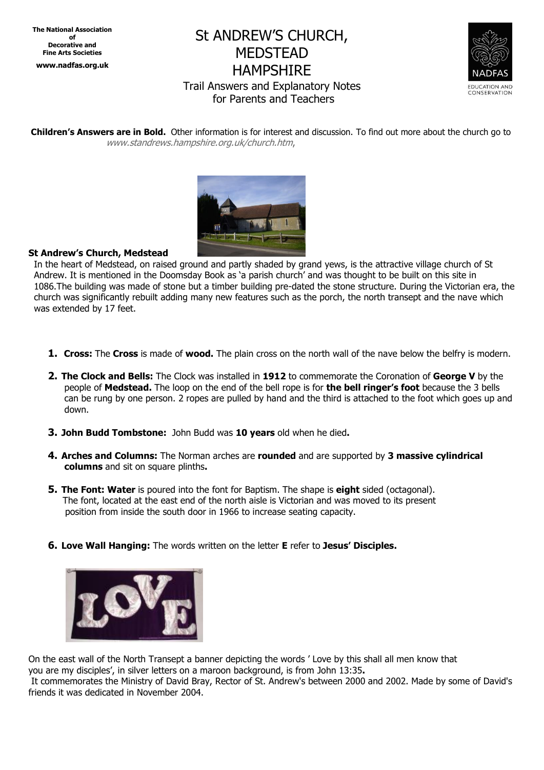**The National Association of Decorative and Fine Arts Societies**

**www.nadfas.org.uk**

# St ANDREW'S CHURCH, MEDSTEAD HAMPSHIRE

## Trail Answers and Explanatory Notes for Parents and Teachers

NADFAS EDUCATION AND CONSERVATION

**Children's Answers are in Bold.** Other information is for interest and discussion. To find out more about the church go to *www.standrews.hampshire.org.uk/church.htm*,

**St Andrew's Church, Medstead**

In the heart of Medstead, on raised ground and partly shaded by grand yews, is the attractive village church of St Andrew. It is mentioned in the Doomsday Book as 'a parish church' and was thought to be built on this site in 1086.The building was made of stone but a timber building pre-dated the stone structure. During the Victorian era, the church was significantly rebuilt adding many new features such as the porch, the north transept and the nave which was extended by 17 feet.

1. **Cross:** The **Cross** is made of **wood.** The plain cross on the north wall of the nave below the belfry is modern.
2. **The Clock and Bells:** The Clock was installed in **1912** to commemorate the Coronation of **George V** by the people of **Medstead.** The loop on the end of the bell rope is for **the bell ringer's foot** because the 3 bells can be rung by one person. 2 ropes are pulled by hand and the third is attached to the foot which goes up and down.
3. **John Budd Tombstone:** John Budd was **10 years** old when he died**.**
4. **Arches and Columns:** The Norman arches are **rounded** and are supported by **3 massive cylindrical columns** and sit on square plinths**.**
5. **The Font: Water** is poured into the font for Baptism. The shape is **eight** sided (octagonal). The font, located at the east end of the north aisle is Victorian and was moved to its present position from inside the south door in 1966 to increase seating capacity.
6. **Love Wall Hanging:** The words written on the letter **E** refer to **Jesus' Disciples.**

On the east wall of the North Transept a banner depicting the words ' Love by this shall all men know that you are my disciples', in silver letters on a maroon background, is from John 13:35**.**

It commemorates the Ministry of David Bray, Rector of St. Andrew's between 2000 and 2002. Made by some of David's friends it was dedicated in November 2004.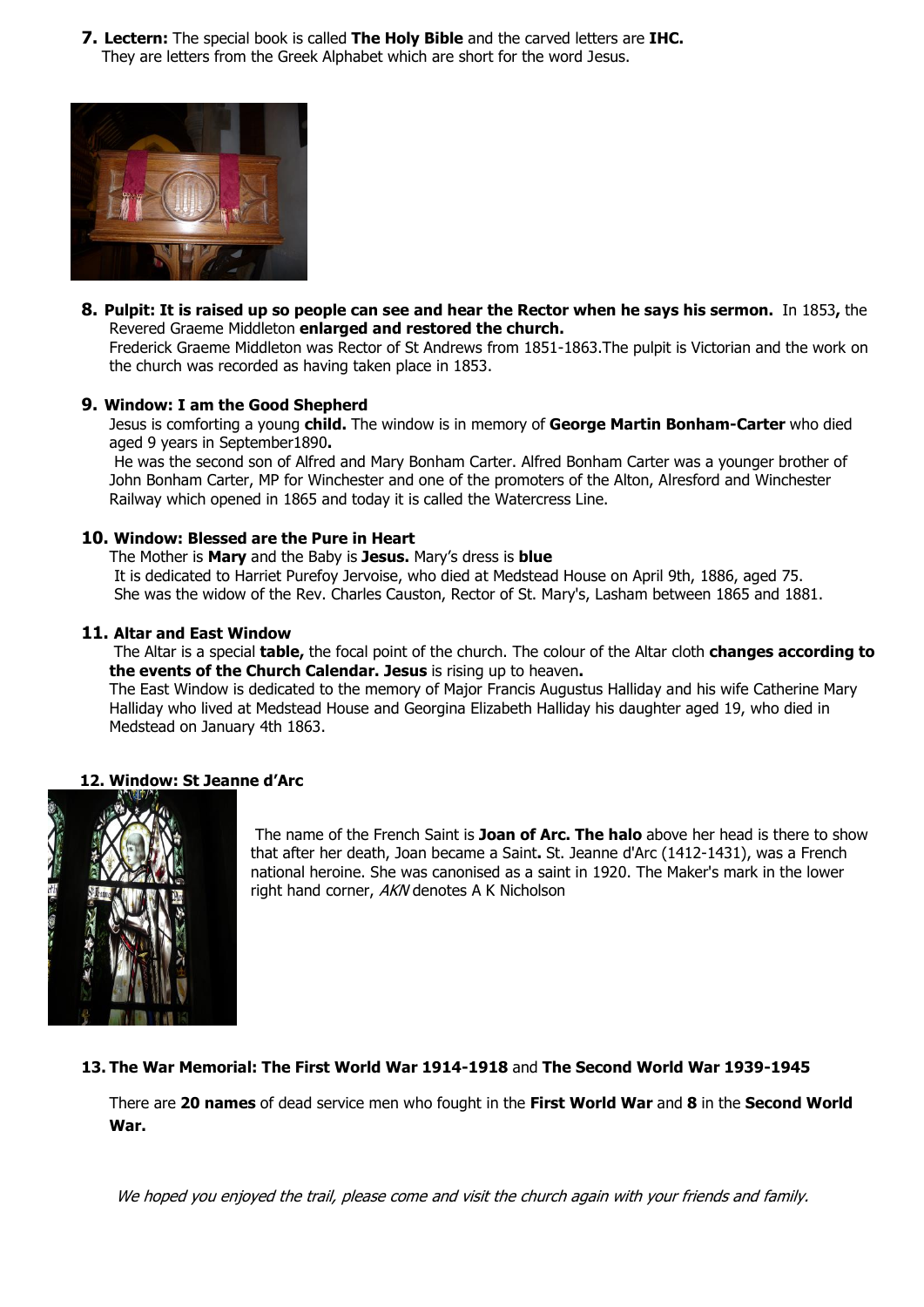**7. Lectern:** The special book is called **The Holy Bible** and the carved letters are **IHC.** They are letters from the Greek Alphabet which are short for the word Jesus.

**8. Pulpit: It is raised up so people can see and hear the Rector when he says his sermon.** In 1853**,** the Revered Graeme Middleton **enlarged and restored the church.**
Frederick Graeme Middleton was Rector of St Andrews from 1851-1863.The pulpit is Victorian and the work on the church was recorded as having taken place in 1853.

**9. Window: I am the Good Shepherd**
Jesus is comforting a young **child.** The window is in memory of **George Martin Bonham-Carter** who died aged 9 years in September1890**.**
He was the second son of Alfred and Mary Bonham Carter. Alfred Bonham Carter was a younger brother of John Bonham Carter, MP for Winchester and one of the promoters of the Alton, Alresford and Winchester Railway which opened in 1865 and today it is called the Watercress Line.

**10. Window: Blessed are the Pure in Heart**
The Mother is **Mary** and the Baby is **Jesus.** Mary's dress is **blue**
It is dedicated to Harriet Purefoy Jervoise, who died at Medstead House on April 9th, 1886, aged 75. She was the widow of the Rev. Charles Causton, Rector of St. Mary's, Lasham between 1865 and 1881.

**11. Altar and East Window**
The Altar is a special **table,** the focal point of the church. The colour of the Altar cloth **changes according to the events of the Church Calendar. Jesus** is rising up to heaven**.**
The East Window is dedicated to the memory of Major Francis Augustus Halliday and his wife Catherine Mary Halliday who lived at Medstead House and Georgina Elizabeth Halliday his daughter aged 19, who died in Medstead on January 4th 1863.

**12. Window: St Jeanne d'Arc**

The name of the French Saint is **Joan of Arc. The halo** above her head is there to show that after her death, Joan became a Saint**.** St. Jeanne d'Arc (1412-1431), was a French national heroine. She was canonised as a saint in 1920. The Maker's mark in the lower right hand corner, *AKN* denotes A K Nicholson

**13. The War Memorial: The First World War 1914-1918** and **The Second World War 1939-1945**

There are **20 names** of dead service men who fought in the **First World War** and **8** in the **Second World War.**

*We hoped you enjoyed the trail, please come and visit the church again with your friends and family.*